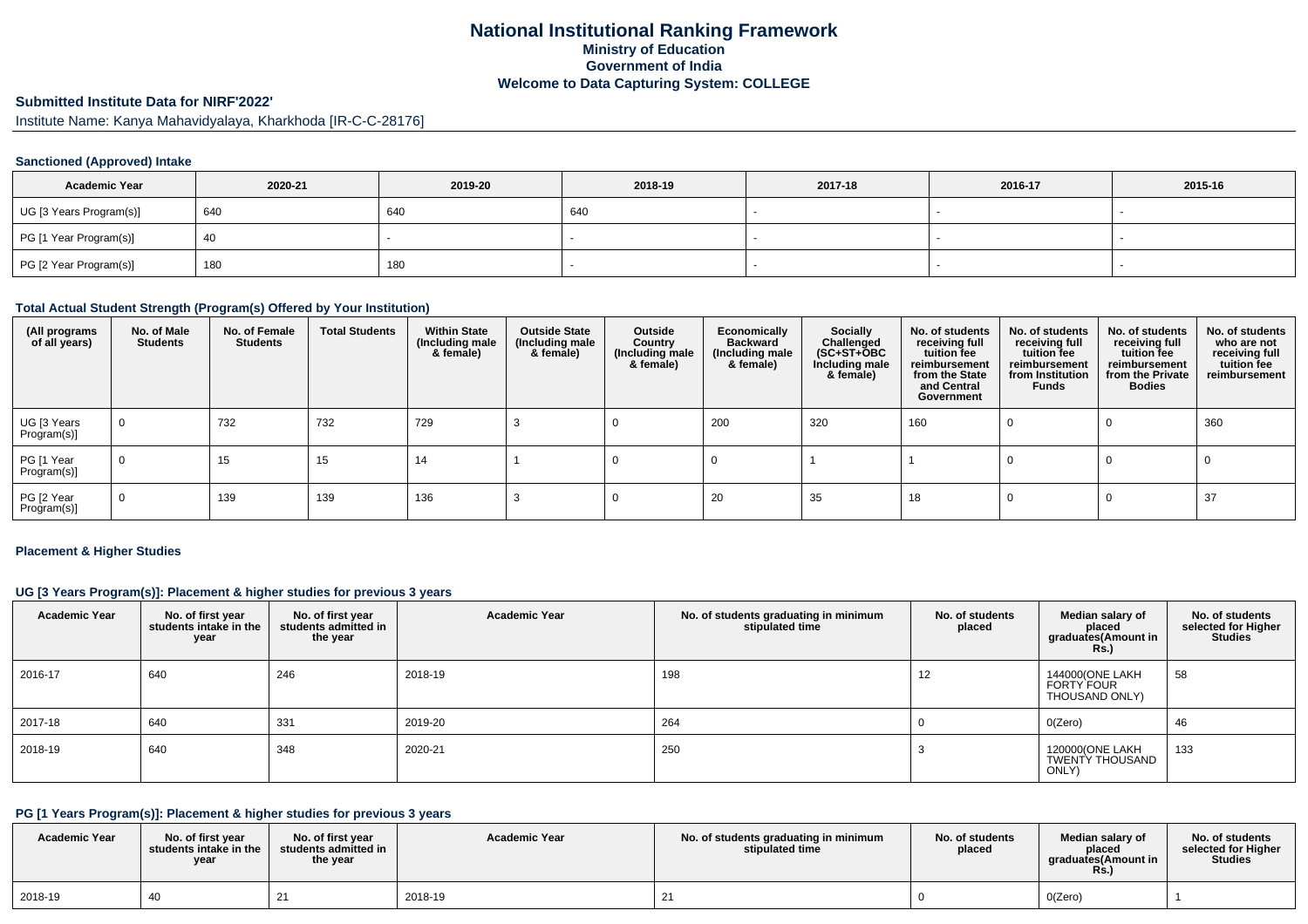# National Institutional Ranking Framework
## Ministry of Education
## Government of India
## Welcome to Data Capturing System: COLLEGE

### Submitted Institute Data for NIRF'2022'

Institute Name: Kanya Mahavidyalaya, Kharkhoda [IR-C-C-28176]

#### Sanctioned (Approved) Intake

| Academic Year | 2020-21 | 2019-20 | 2018-19 | 2017-18 | 2016-17 | 2015-16 |
|---|---|---|---|---|---|---|
| UG [3 Years Program(s)] | 640 | 640 | 640 | - | - | - |
| PG [1 Year Program(s)] | 40 | - | - | - | - | - |
| PG [2 Year Program(s)] | 180 | 180 | - | - | - | - |

#### Total Actual Student Strength (Program(s) Offered by Your Institution)

| (All programs of all years) | No. of Male Students | No. of Female Students | Total Students | Within State (Including male & female) | Outside State (Including male & female) | Outside Country (Including male & female) | Economically Backward (Including male & female) | Socially Challenged (SC+ST+OBC Including male & female) | No. of students receiving full tuition fee reimbursement from the State and Central Government | No. of students receiving full tuition fee reimbursement from Institution Funds | No. of students receiving full tuition fee reimbursement from the Private Bodies | No. of students who are not receiving full tuition fee reimbursement |
|---|---|---|---|---|---|---|---|---|---|---|---|---|
| UG [3 Years Program(s)] | 0 | 732 | 732 | 729 | 3 | 0 | 200 | 320 | 160 | 0 | 0 | 360 |
| PG [1 Year Program(s)] | 0 | 15 | 15 | 14 | 1 | 0 | 0 | 1 | 1 | 0 | 0 | 0 |
| PG [2 Year Program(s)] | 0 | 139 | 139 | 136 | 3 | 0 | 20 | 35 | 18 | 0 | 0 | 37 |

#### Placement & Higher Studies

#### UG [3 Years Program(s)]: Placement & higher studies for previous 3 years

| Academic Year | No. of first year students intake in the year | No. of first year students admitted in the year | Academic Year | No. of students graduating in minimum stipulated time | No. of students placed | Median salary of placed graduates(Amount in Rs.) | No. of students selected for Higher Studies |
|---|---|---|---|---|---|---|---|
| 2016-17 | 640 | 246 | 2018-19 | 198 | 12 | 144000(ONE LAKH FORTY FOUR THOUSAND ONLY) | 58 |
| 2017-18 | 640 | 331 | 2019-20 | 264 | 0 | 0(Zero) | 46 |
| 2018-19 | 640 | 348 | 2020-21 | 250 | 3 | 120000(ONE LAKH TWENTY THOUSAND ONLY) | 133 |

#### PG [1 Years Program(s)]: Placement & higher studies for previous 3 years

| Academic Year | No. of first year students intake in the year | No. of first year students admitted in the year | Academic Year | No. of students graduating in minimum stipulated time | No. of students placed | Median salary of placed graduates(Amount in Rs.) | No. of students selected for Higher Studies |
|---|---|---|---|---|---|---|---|
| 2018-19 | 40 | 21 | 2018-19 | 21 | 0 | 0(Zero) | 1 |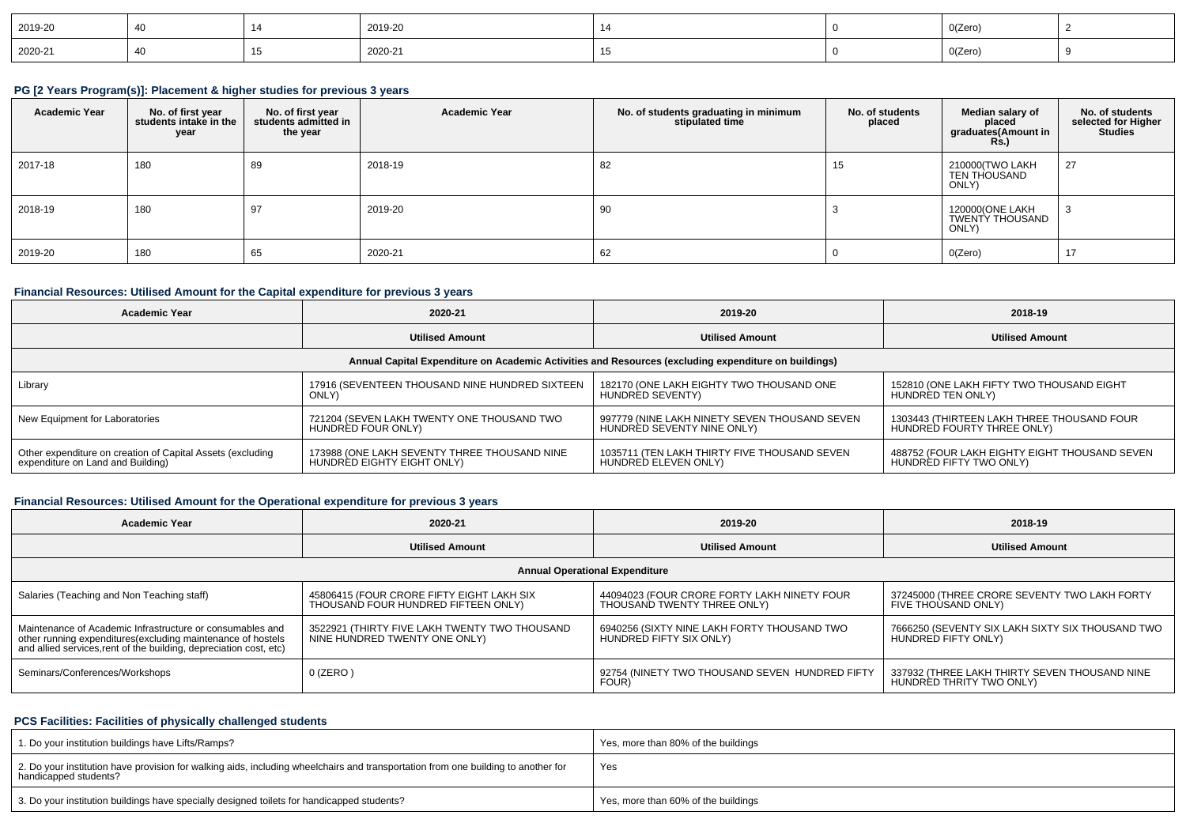| 2019-20 | 40 | 14 | 2019-20 | 14 | 0 | 0(Zero) | 2 |
|---|---|---|---|---|---|---|---|
| 2020-21 | 40 | 15 | 2020-21 | 15 | 0 | 0(Zero) | 9 |

### PG [2 Years Program(s)]: Placement & higher studies for previous 3 years

| Academic Year | No. of first year students intake in the year | No. of first year students admitted in the year | Academic Year | No. of students graduating in minimum stipulated time | No. of students placed | Median salary of placed graduates(Amount in Rs.) | No. of students selected for Higher Studies |
|---|---|---|---|---|---|---|---|
| 2017-18 | 180 | 89 | 2018-19 | 82 | 15 | 210000(TWO LAKH TEN THOUSAND ONLY) | 27 |
| 2018-19 | 180 | 97 | 2019-20 | 90 | 3 | 120000(ONE LAKH TWENTY THOUSAND ONLY) | 3 |
| 2019-20 | 180 | 65 | 2020-21 | 62 | 0 | 0(Zero) | 17 |

### Financial Resources: Utilised Amount for the Capital expenditure for previous 3 years

| Academic Year | 2020-21 | 2019-20 | 2018-19 |
|---|---|---|---|
| | Utilised Amount | Utilised Amount | Utilised Amount |
| Annual Capital Expenditure on Academic Activities and Resources (excluding expenditure on buildings) | | | |
| Library | 17916 (SEVENTEEN THOUSAND NINE HUNDRED SIXTEEN ONLY) | 182170 (ONE LAKH EIGHTY TWO THOUSAND ONE HUNDRED SEVENTY) | 152810 (ONE LAKH FIFTY TWO THOUSAND EIGHT HUNDRED TEN ONLY) |
| New Equipment for Laboratories | 721204 (SEVEN LAKH TWENTY ONE THOUSAND TWO HUNDRED FOUR ONLY) | 997779 (NINE LAKH NINETY SEVEN THOUSAND SEVEN HUNDRED SEVENTY NINE ONLY) | 1303443 (THIRTEEN LAKH THREE THOUSAND FOUR HUNDRED FOURTY THREE ONLY) |
| Other expenditure on creation of Capital Assets (excluding expenditure on Land and Building) | 173988 (ONE LAKH SEVENTY THREE THOUSAND NINE HUNDRED EIGHTY EIGHT ONLY) | 1035711 (TEN LAKH THIRTY FIVE THOUSAND SEVEN HUNDRED ELEVEN ONLY) | 488752 (FOUR LAKH EIGHTY EIGHT THOUSAND SEVEN HUNDRED FIFTY TWO ONLY) |

### Financial Resources: Utilised Amount for the Operational expenditure for previous 3 years

| Academic Year | 2020-21 | 2019-20 | 2018-19 |
|---|---|---|---|
| | Utilised Amount | Utilised Amount | Utilised Amount |
| Annual Operational Expenditure | | | |
| Salaries (Teaching and Non Teaching staff) | 45806415 (FOUR CRORE FIFTY EIGHT LAKH SIX THOUSAND FOUR HUNDRED FIFTEEN ONLY) | 44094023 (FOUR CRORE FORTY LAKH NINETY FOUR THOUSAND TWENTY THREE ONLY) | 37245000 (THREE CRORE SEVENTY TWO LAKH FORTY FIVE THOUSAND ONLY) |
| Maintenance of Academic Infrastructure or consumables and other running expenditures(excluding maintenance of hostels and allied services,rent of the building, depreciation cost, etc) | 3522921 (THIRTY FIVE LAKH TWENTY TWO THOUSAND NINE HUNDRED TWENTY ONE ONLY) | 6940256 (SIXTY NINE LAKH FORTY THOUSAND TWO HUNDRED FIFTY SIX ONLY) | 7666250 (SEVENTY SIX LAKH SIXTY SIX THOUSAND TWO HUNDRED FIFTY ONLY) |
| Seminars/Conferences/Workshops | 0 (ZERO ) | 92754 (NINETY TWO THOUSAND SEVEN HUNDRED FIFTY FOUR) | 337932 (THREE LAKH THIRTY SEVEN THOUSAND NINE HUNDRED THRITY TWO ONLY) |

### PCS Facilities: Facilities of physically challenged students

| 1. Do your institution buildings have Lifts/Ramps? | Yes, more than 80% of the buildings |
|---|---|
| 2. Do your institution have provision for walking aids, including wheelchairs and transportation from one building to another for handicapped students? | Yes |
| 3. Do your institution buildings have specially designed toilets for handicapped students? | Yes, more than 60% of the buildings |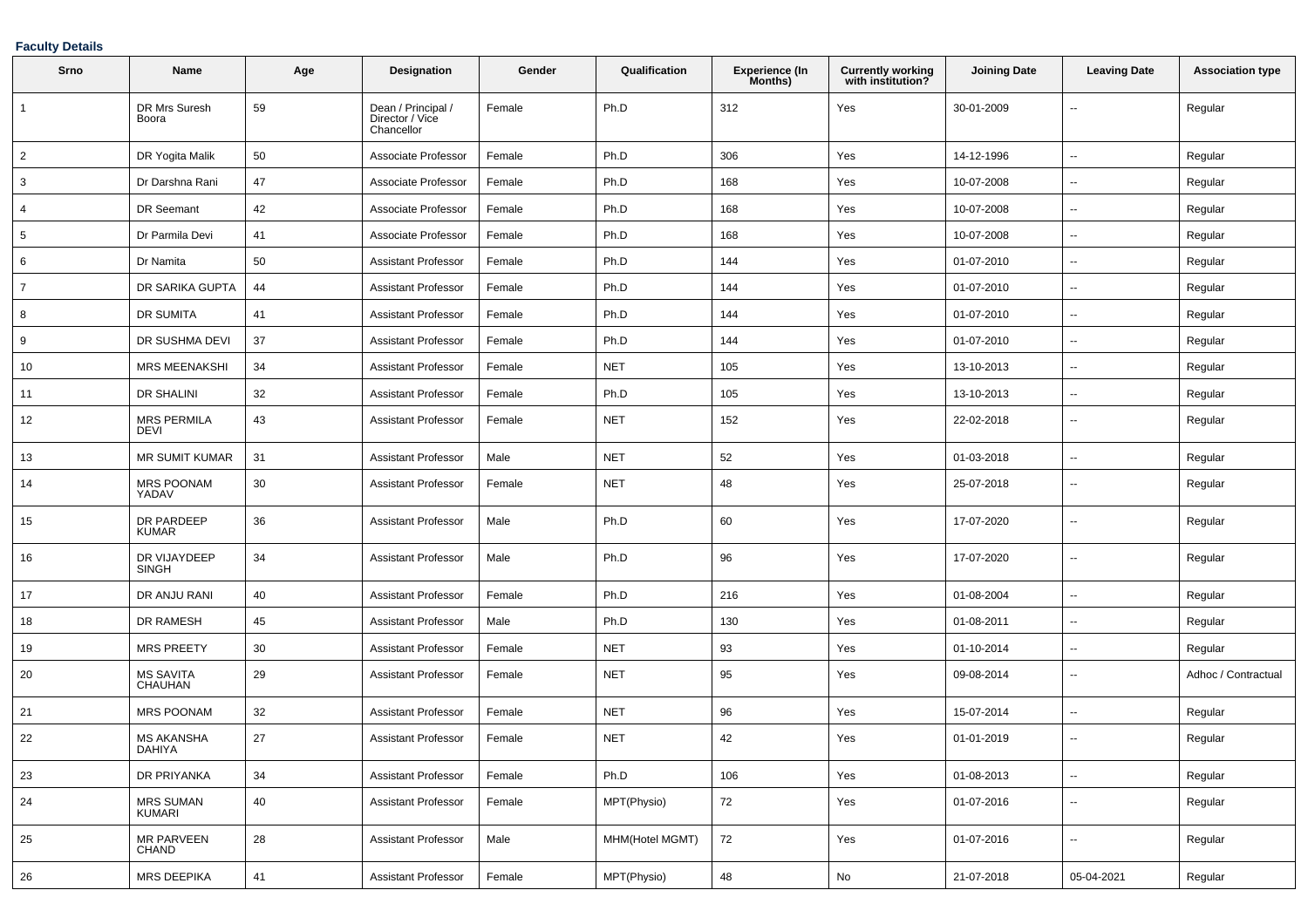**Faculty Details**

| Srno | Name | Age | Designation | Gender | Qualification | Experience (In Months) | Currently working with institution? | Joining Date | Leaving Date | Association type |
|---|---|---|---|---|---|---|---|---|---|---|
| 1 | DR Mrs Suresh Boora | 59 | Dean / Principal / Director / Vice Chancellor | Female | Ph.D | 312 | Yes | 30-01-2009 | -- | Regular |
| 2 | DR Yogita Malik | 50 | Associate Professor | Female | Ph.D | 306 | Yes | 14-12-1996 | -- | Regular |
| 3 | Dr Darshna Rani | 47 | Associate Professor | Female | Ph.D | 168 | Yes | 10-07-2008 | -- | Regular |
| 4 | DR Seemant | 42 | Associate Professor | Female | Ph.D | 168 | Yes | 10-07-2008 | -- | Regular |
| 5 | Dr Parmila Devi | 41 | Associate Professor | Female | Ph.D | 168 | Yes | 10-07-2008 | -- | Regular |
| 6 | Dr Namita | 50 | Assistant Professor | Female | Ph.D | 144 | Yes | 01-07-2010 | -- | Regular |
| 7 | DR SARIKA GUPTA | 44 | Assistant Professor | Female | Ph.D | 144 | Yes | 01-07-2010 | -- | Regular |
| 8 | DR SUMITA | 41 | Assistant Professor | Female | Ph.D | 144 | Yes | 01-07-2010 | -- | Regular |
| 9 | DR SUSHMA DEVI | 37 | Assistant Professor | Female | Ph.D | 144 | Yes | 01-07-2010 | -- | Regular |
| 10 | MRS MEENAKSHI | 34 | Assistant Professor | Female | NET | 105 | Yes | 13-10-2013 | -- | Regular |
| 11 | DR SHALINI | 32 | Assistant Professor | Female | Ph.D | 105 | Yes | 13-10-2013 | -- | Regular |
| 12 | MRS PERMILA DEVI | 43 | Assistant Professor | Female | NET | 152 | Yes | 22-02-2018 | -- | Regular |
| 13 | MR SUMIT KUMAR | 31 | Assistant Professor | Male | NET | 52 | Yes | 01-03-2018 | -- | Regular |
| 14 | MRS POONAM YADAV | 30 | Assistant Professor | Female | NET | 48 | Yes | 25-07-2018 | -- | Regular |
| 15 | DR PARDEEP KUMAR | 36 | Assistant Professor | Male | Ph.D | 60 | Yes | 17-07-2020 | -- | Regular |
| 16 | DR VIJAYDEEP SINGH | 34 | Assistant Professor | Male | Ph.D | 96 | Yes | 17-07-2020 | -- | Regular |
| 17 | DR ANJU RANI | 40 | Assistant Professor | Female | Ph.D | 216 | Yes | 01-08-2004 | -- | Regular |
| 18 | DR RAMESH | 45 | Assistant Professor | Male | Ph.D | 130 | Yes | 01-08-2011 | -- | Regular |
| 19 | MRS PREETY | 30 | Assistant Professor | Female | NET | 93 | Yes | 01-10-2014 | -- | Regular |
| 20 | MS SAVITA CHAUHAN | 29 | Assistant Professor | Female | NET | 95 | Yes | 09-08-2014 | -- | Adhoc / Contractual |
| 21 | MRS POONAM | 32 | Assistant Professor | Female | NET | 96 | Yes | 15-07-2014 | -- | Regular |
| 22 | MS AKANSHA DAHIYA | 27 | Assistant Professor | Female | NET | 42 | Yes | 01-01-2019 | -- | Regular |
| 23 | DR PRIYANKA | 34 | Assistant Professor | Female | Ph.D | 106 | Yes | 01-08-2013 | -- | Regular |
| 24 | MRS SUMAN KUMARI | 40 | Assistant Professor | Female | MPT(Physio) | 72 | Yes | 01-07-2016 | -- | Regular |
| 25 | MR PARVEEN CHAND | 28 | Assistant Professor | Male | MHM(Hotel MGMT) | 72 | Yes | 01-07-2016 | -- | Regular |
| 26 | MRS DEEPIKA | 41 | Assistant Professor | Female | MPT(Physio) | 48 | No | 21-07-2018 | 05-04-2021 | Regular |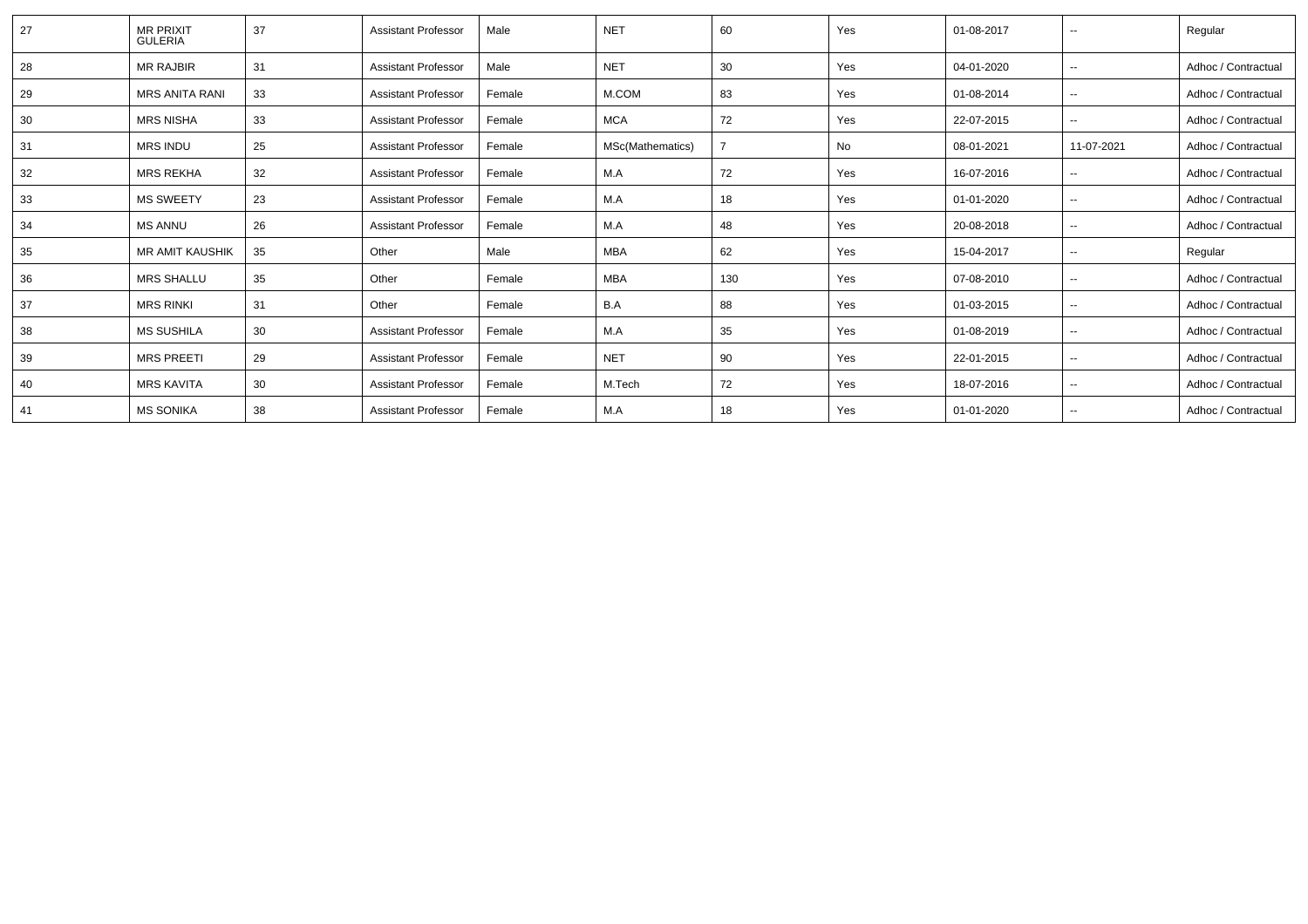| | | | | | | | | | | |
|---|---|---|---|---|---|---|---|---|---|---|
| 27 | MR PRIXIT GULERIA | 37 | Assistant Professor | Male | NET | 60 | Yes | 01-08-2017 | -- | Regular |
| 28 | MR RAJBIR | 31 | Assistant Professor | Male | NET | 30 | Yes | 04-01-2020 | -- | Adhoc / Contractual |
| 29 | MRS ANITA RANI | 33 | Assistant Professor | Female | M.COM | 83 | Yes | 01-08-2014 | -- | Adhoc / Contractual |
| 30 | MRS NISHA | 33 | Assistant Professor | Female | MCA | 72 | Yes | 22-07-2015 | -- | Adhoc / Contractual |
| 31 | MRS INDU | 25 | Assistant Professor | Female | MSc(Mathematics) | 7 | No | 08-01-2021 | 11-07-2021 | Adhoc / Contractual |
| 32 | MRS REKHA | 32 | Assistant Professor | Female | M.A | 72 | Yes | 16-07-2016 | -- | Adhoc / Contractual |
| 33 | MS SWEETY | 23 | Assistant Professor | Female | M.A | 18 | Yes | 01-01-2020 | -- | Adhoc / Contractual |
| 34 | MS ANNU | 26 | Assistant Professor | Female | M.A | 48 | Yes | 20-08-2018 | -- | Adhoc / Contractual |
| 35 | MR AMIT KAUSHIK | 35 | Other | Male | MBA | 62 | Yes | 15-04-2017 | -- | Regular |
| 36 | MRS SHALLU | 35 | Other | Female | MBA | 130 | Yes | 07-08-2010 | -- | Adhoc / Contractual |
| 37 | MRS RINKI | 31 | Other | Female | B.A | 88 | Yes | 01-03-2015 | -- | Adhoc / Contractual |
| 38 | MS SUSHILA | 30 | Assistant Professor | Female | M.A | 35 | Yes | 01-08-2019 | -- | Adhoc / Contractual |
| 39 | MRS PREETI | 29 | Assistant Professor | Female | NET | 90 | Yes | 22-01-2015 | -- | Adhoc / Contractual |
| 40 | MRS KAVITA | 30 | Assistant Professor | Female | M.Tech | 72 | Yes | 18-07-2016 | -- | Adhoc / Contractual |
| 41 | MS SONIKA | 38 | Assistant Professor | Female | M.A | 18 | Yes | 01-01-2020 | -- | Adhoc / Contractual |